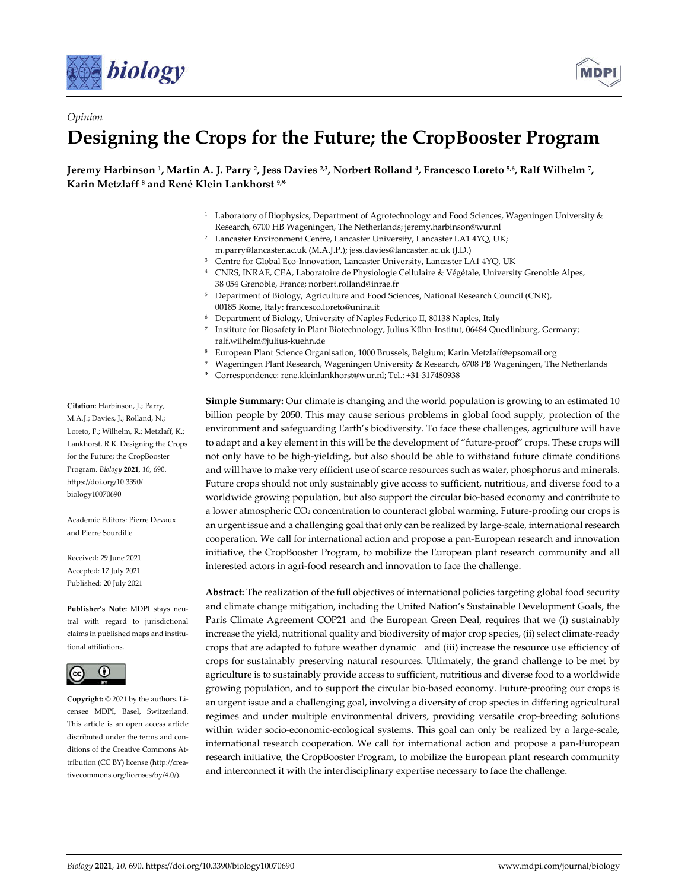*Opinion*

# Designing the Crops for the Future; the CropBooster Program

**Jeremy Harbinson [1], Martin A. J. Parry [2], Jess Davies [2,3], Norbert Rolland [4], Francesco Loreto [5,6], Ralf Wilhelm [7], Karin Metzlaff [8] and René Klein Lankhorst [9,*]**

1. Laboratory of Biophysics, Department of Agrotechnology and Food Sciences, Wageningen University & Research, 6700 HB Wageningen, The Netherlands; jeremy.harbinson@wur.nl
2. Lancaster Environment Centre, Lancaster University, Lancaster LA1 4YQ, UK; m.parry@lancaster.ac.uk (M.A.J.P.); jess.davies@lancaster.ac.uk (J.D.)
3. Centre for Global Eco-Innovation, Lancaster University, Lancaster LA1 4YQ, UK
4. CNRS, INRAE, CEA, Laboratoire de Physiologie Cellulaire & Végétale, University Grenoble Alpes, 38 054 Grenoble, France; norbert.rolland@inrae.fr
5. Department of Biology, Agriculture and Food Sciences, National Research Council (CNR), 00185 Rome, Italy; francesco.loreto@unina.it
6. Department of Biology, University of Naples Federico II, 80138 Naples, Italy
7. Institute for Biosafety in Plant Biotechnology, Julius Kühn-Institut, 06484 Quedlinburg, Germany; ralf.wilhelm@julius-kuehn.de
8. European Plant Science Organisation, 1000 Brussels, Belgium; Karin.Metzlaff@epsomail.org
9. Wageningen Plant Research, Wageningen University & Research, 6708 PB Wageningen, The Netherlands

\* Correspondence: rene.kleinlankhorst@wur.nl; Tel.: +31-317480938

**Citation:** Harbinson, J.; Parry, M.A.J.; Davies, J.; Rolland, N.; Loreto, F.; Wilhelm, R.; Metzlaff, K.; Lankhorst, R.K. Designing the Crops for the Future; the CropBooster Program. *Biology* **2021**, *10*, 690. https://doi.org/10.3390/biology10070690

Academic Editors: Pierre Devaux and Pierre Sourdille

Received: 29 June 2021
Accepted: 17 July 2021
Published: 20 July 2021

**Publisher's Note:** MDPI stays neutral with regard to jurisdictional claims in published maps and institutional affiliations.

**Copyright:** © 2021 by the authors. Licensee MDPI, Basel, Switzerland. This article is an open access article distributed under the terms and conditions of the Creative Commons Attribution (CC BY) license (http://creativecommons.org/licenses/by/4.0/).

**Simple Summary:** Our climate is changing and the world population is growing to an estimated 10 billion people by 2050. This may cause serious problems in global food supply, protection of the environment and safeguarding Earth's biodiversity. To face these challenges, agriculture will have to adapt and a key element in this will be the development of "future-proof" crops. These crops will not only have to be high-yielding, but also should be able to withstand future climate conditions and will have to make very efficient use of scarce resources such as water, phosphorus and minerals. Future crops should not only sustainably give access to sufficient, nutritious, and diverse food to a worldwide growing population, but also support the circular bio-based economy and contribute to a lower atmospheric $CO_2$ concentration to counteract global warming. Future-proofing our crops is an urgent issue and a challenging goal that only can be realized by large-scale, international research cooperation. We call for international action and propose a pan-European research and innovation initiative, the CropBooster Program, to mobilize the European plant research community and all interested actors in agri-food research and innovation to face the challenge.

**Abstract:** The realization of the full objectives of international policies targeting global food security and climate change mitigation, including the United Nation's Sustainable Development Goals, the Paris Climate Agreement COP21 and the European Green Deal, requires that we (i) sustainably increase the yield, nutritional quality and biodiversity of major crop species, (ii) select climate-ready crops that are adapted to future weather dynamic and (iii) increase the resource use efficiency of crops for sustainably preserving natural resources. Ultimately, the grand challenge to be met by agriculture is to sustainably provide access to sufficient, nutritious and diverse food to a worldwide growing population, and to support the circular bio-based economy. Future-proofing our crops is an urgent issue and a challenging goal, involving a diversity of crop species in differing agricultural regimes and under multiple environmental drivers, providing versatile crop-breeding solutions within wider socio-economic-ecological systems. This goal can only be realized by a large-scale, international research cooperation. We call for international action and propose a pan-European research initiative, the CropBooster Program, to mobilize the European plant research community and interconnect it with the interdisciplinary expertise necessary to face the challenge.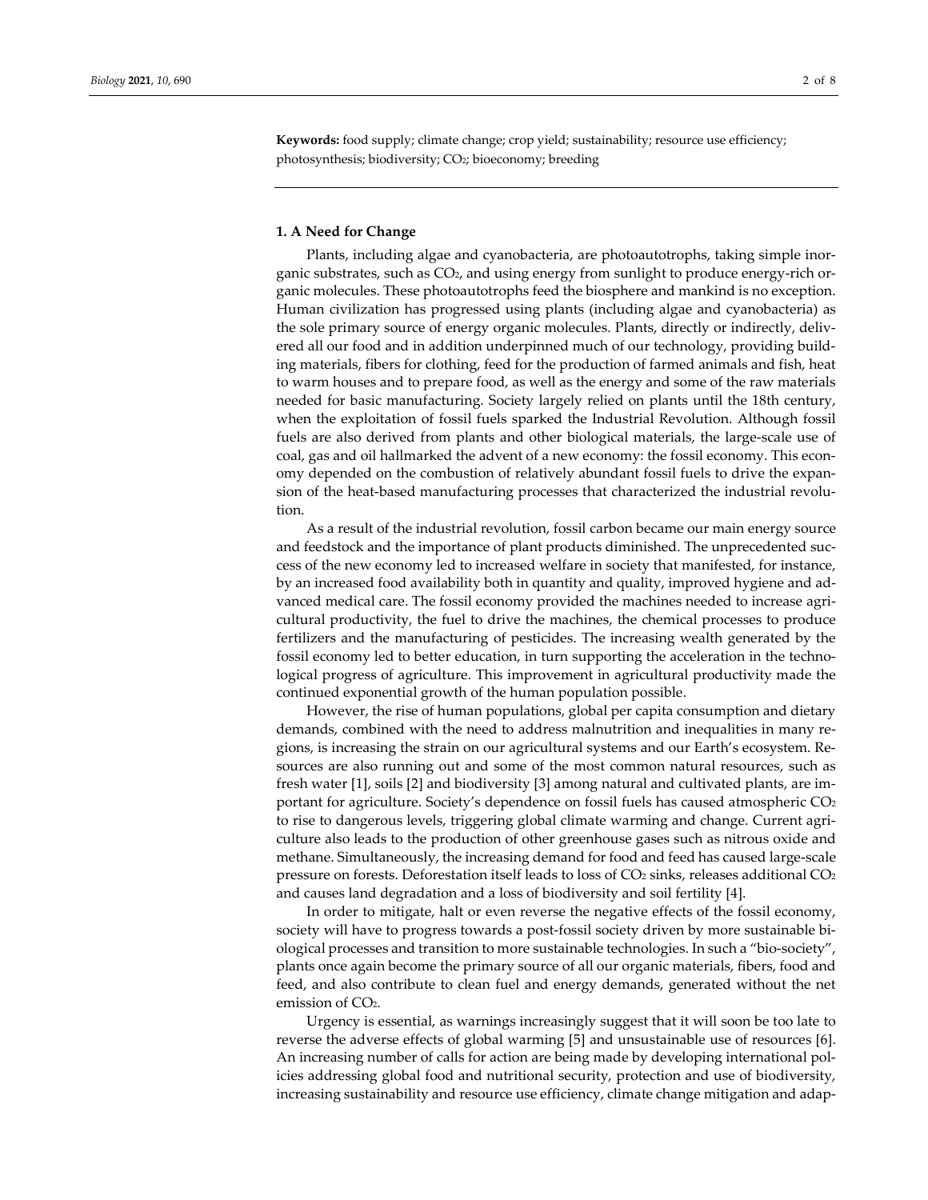**Keywords:** food supply; climate change; crop yield; sustainability; resource use efficiency; photosynthesis; biodiversity; $CO_2$; bioeconomy; breeding

## 1. A Need for Change

Plants, including algae and cyanobacteria, are photoautotrophs, taking simple inorganic substrates, such as $CO_2$, and using energy from sunlight to produce energy-rich organic molecules. These photoautotrophs feed the biosphere and mankind is no exception. Human civilization has progressed using plants (including algae and cyanobacteria) as the sole primary source of energy organic molecules. Plants, directly or indirectly, delivered all our food and in addition underpinned much of our technology, providing building materials, fibers for clothing, feed for the production of farmed animals and fish, heat to warm houses and to prepare food, as well as the energy and some of the raw materials needed for basic manufacturing. Society largely relied on plants until the 18th century, when the exploitation of fossil fuels sparked the Industrial Revolution. Although fossil fuels are also derived from plants and other biological materials, the large-scale use of coal, gas and oil hallmarked the advent of a new economy: the fossil economy. This economy depended on the combustion of relatively abundant fossil fuels to drive the expansion of the heat-based manufacturing processes that characterized the industrial revolution.

As a result of the industrial revolution, fossil carbon became our main energy source and feedstock and the importance of plant products diminished. The unprecedented success of the new economy led to increased welfare in society that manifested, for instance, by an increased food availability both in quantity and quality, improved hygiene and advanced medical care. The fossil economy provided the machines needed to increase agricultural productivity, the fuel to drive the machines, the chemical processes to produce fertilizers and the manufacturing of pesticides. The increasing wealth generated by the fossil economy led to better education, in turn supporting the acceleration in the technological progress of agriculture. This improvement in agricultural productivity made the continued exponential growth of the human population possible.

However, the rise of human populations, global per capita consumption and dietary demands, combined with the need to address malnutrition and inequalities in many regions, is increasing the strain on our agricultural systems and our Earth's ecosystem. Resources are also running out and some of the most common natural resources, such as fresh water [1], soils [2] and biodiversity [3] among natural and cultivated plants, are important for agriculture. Society's dependence on fossil fuels has caused atmospheric $CO_2$ to rise to dangerous levels, triggering global climate warming and change. Current agriculture also leads to the production of other greenhouse gases such as nitrous oxide and methane. Simultaneously, the increasing demand for food and feed has caused large-scale pressure on forests. Deforestation itself leads to loss of $CO_2$ sinks, releases additional $CO_2$ and causes land degradation and a loss of biodiversity and soil fertility [4].

In order to mitigate, halt or even reverse the negative effects of the fossil economy, society will have to progress towards a post-fossil society driven by more sustainable biological processes and transition to more sustainable technologies. In such a "bio-society", plants once again become the primary source of all our organic materials, fibers, food and feed, and also contribute to clean fuel and energy demands, generated without the net emission of $CO_2$.

Urgency is essential, as warnings increasingly suggest that it will soon be too late to reverse the adverse effects of global warming [5] and unsustainable use of resources [6]. An increasing number of calls for action are being made by developing international policies addressing global food and nutritional security, protection and use of biodiversity, increasing sustainability and resource use efficiency, climate change mitigation and adap-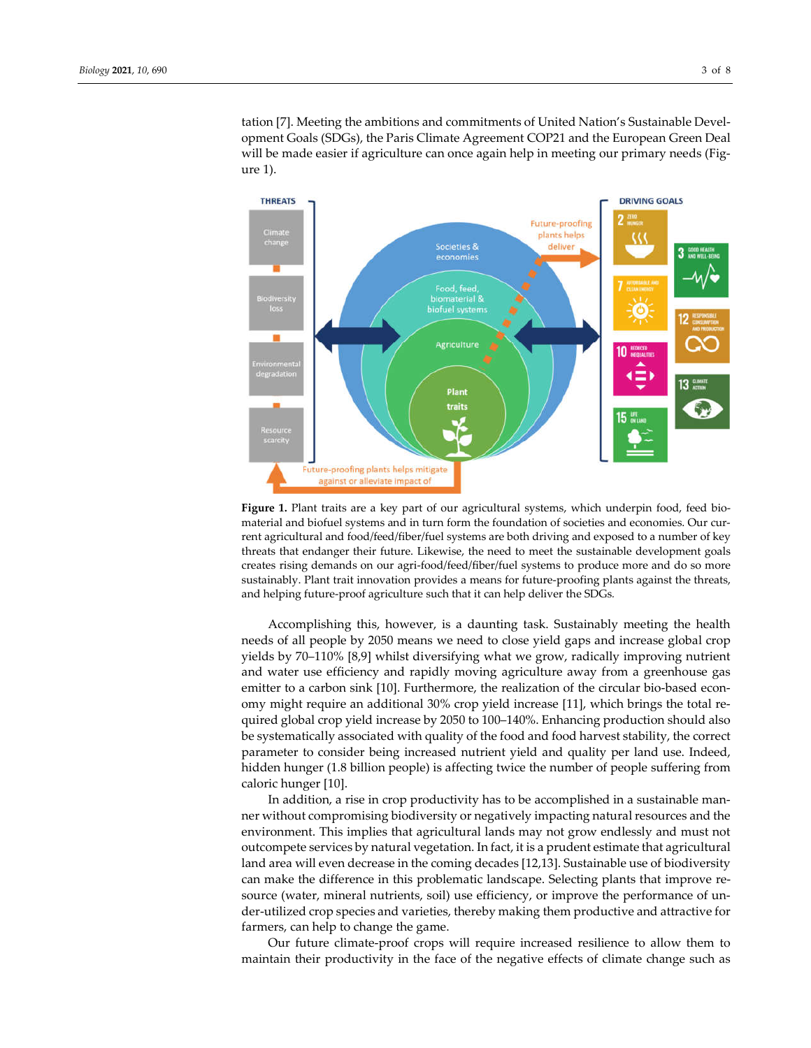tation [7]. Meeting the ambitions and commitments of United Nation's Sustainable Development Goals (SDGs), the Paris Climate Agreement COP21 and the European Green Deal will be made easier if agriculture can once again help in meeting our primary needs (Figure 1).

**Figure 1.** Plant traits are a key part of our agricultural systems, which underpin food, feed biomaterial and biofuel systems and in turn form the foundation of societies and economies. Our current agricultural and food/feed/fiber/fuel systems are both driving and exposed to a number of key threats that endanger their future. Likewise, the need to meet the sustainable development goals creates rising demands on our agri-food/feed/fiber/fuel systems to produce more and do so more sustainably. Plant trait innovation provides a means for future-proofing plants against the threats, and helping future-proof agriculture such that it can help deliver the SDGs.

Accomplishing this, however, is a daunting task. Sustainably meeting the health needs of all people by 2050 means we need to close yield gaps and increase global crop yields by 70–110% [8,9] whilst diversifying what we grow, radically improving nutrient and water use efficiency and rapidly moving agriculture away from a greenhouse gas emitter to a carbon sink [10]. Furthermore, the realization of the circular bio-based economy might require an additional 30% crop yield increase [11], which brings the total required global crop yield increase by 2050 to 100–140%. Enhancing production should also be systematically associated with quality of the food and food harvest stability, the correct parameter to consider being increased nutrient yield and quality per land use. Indeed, hidden hunger (1.8 billion people) is affecting twice the number of people suffering from caloric hunger [10].

In addition, a rise in crop productivity has to be accomplished in a sustainable manner without compromising biodiversity or negatively impacting natural resources and the environment. This implies that agricultural lands may not grow endlessly and must not outcompete services by natural vegetation. In fact, it is a prudent estimate that agricultural land area will even decrease in the coming decades [12,13]. Sustainable use of biodiversity can make the difference in this problematic landscape. Selecting plants that improve resource (water, mineral nutrients, soil) use efficiency, or improve the performance of under-utilized crop species and varieties, thereby making them productive and attractive for farmers, can help to change the game.

Our future climate-proof crops will require increased resilience to allow them to maintain their productivity in the face of the negative effects of climate change such as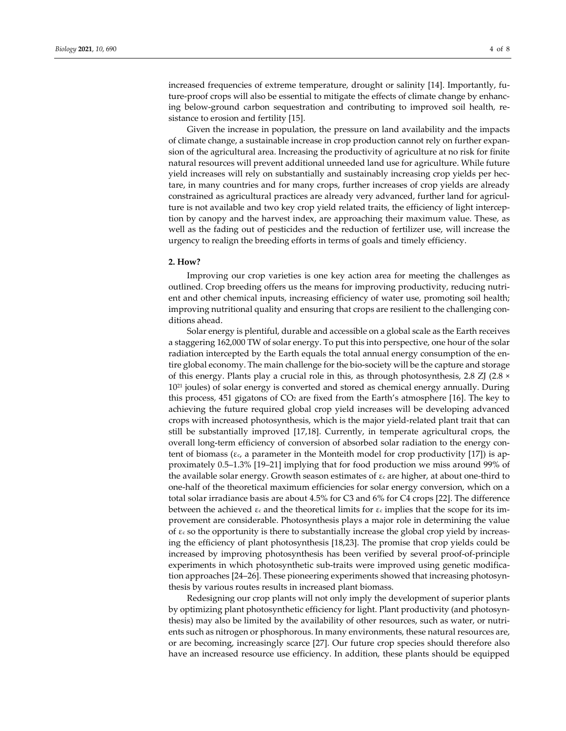increased frequencies of extreme temperature, drought or salinity [14]. Importantly, future-proof crops will also be essential to mitigate the effects of climate change by enhancing below-ground carbon sequestration and contributing to improved soil health, resistance to erosion and fertility [15].

Given the increase in population, the pressure on land availability and the impacts of climate change, a sustainable increase in crop production cannot rely on further expansion of the agricultural area. Increasing the productivity of agriculture at no risk for finite natural resources will prevent additional unneeded land use for agriculture. While future yield increases will rely on substantially and sustainably increasing crop yields per hectare, in many countries and for many crops, further increases of crop yields are already constrained as agricultural practices are already very advanced, further land for agriculture is not available and two key crop yield related traits, the efficiency of light interception by canopy and the harvest index, are approaching their maximum value. These, as well as the fading out of pesticides and the reduction of fertilizer use, will increase the urgency to realign the breeding efforts in terms of goals and timely efficiency.

## 2. How?

Improving our crop varieties is one key action area for meeting the challenges as outlined. Crop breeding offers us the means for improving productivity, reducing nutrient and other chemical inputs, increasing efficiency of water use, promoting soil health; improving nutritional quality and ensuring that crops are resilient to the challenging conditions ahead.

Solar energy is plentiful, durable and accessible on a global scale as the Earth receives a staggering 162,000 TW of solar energy. To put this into perspective, one hour of the solar radiation intercepted by the Earth equals the total annual energy consumption of the entire global economy. The main challenge for the bio-society will be the capture and storage of this energy. Plants play a crucial role in this, as through photosynthesis, 2.8 ZJ ($2.8 \times 10^{21}$ joules) of solar energy is converted and stored as chemical energy annually. During this process, 451 gigatons of $CO_2$ are fixed from the Earth's atmosphere [16]. The key to achieving the future required global crop yield increases will be developing advanced crops with increased photosynthesis, which is the major yield-related plant trait that can still be substantially improved [17,18]. Currently, in temperate agricultural crops, the overall long-term efficiency of conversion of absorbed solar radiation to the energy content of biomass ($\varepsilon_c$, a parameter in the Monteith model for crop productivity [17]) is approximately 0.5–1.3% [19–21] implying that for food production we miss around 99% of the available solar energy. Growth season estimates of $\varepsilon_c$ are higher, at about one-third to one-half of the theoretical maximum efficiencies for solar energy conversion, which on a total solar irradiance basis are about 4.5% for C3 and 6% for C4 crops [22]. The difference between the achieved $\varepsilon_c$ and the theoretical limits for $\varepsilon_c$ implies that the scope for its improvement are considerable. Photosynthesis plays a major role in determining the value of $\varepsilon_c$ so the opportunity is there to substantially increase the global crop yield by increasing the efficiency of plant photosynthesis [18,23]. The promise that crop yields could be increased by improving photosynthesis has been verified by several proof-of-principle experiments in which photosynthetic sub-traits were improved using genetic modification approaches [24–26]. These pioneering experiments showed that increasing photosynthesis by various routes results in increased plant biomass.

Redesigning our crop plants will not only imply the development of superior plants by optimizing plant photosynthetic efficiency for light. Plant productivity (and photosynthesis) may also be limited by the availability of other resources, such as water, or nutrients such as nitrogen or phosphorous. In many environments, these natural resources are, or are becoming, increasingly scarce [27]. Our future crop species should therefore also have an increased resource use efficiency. In addition, these plants should be equipped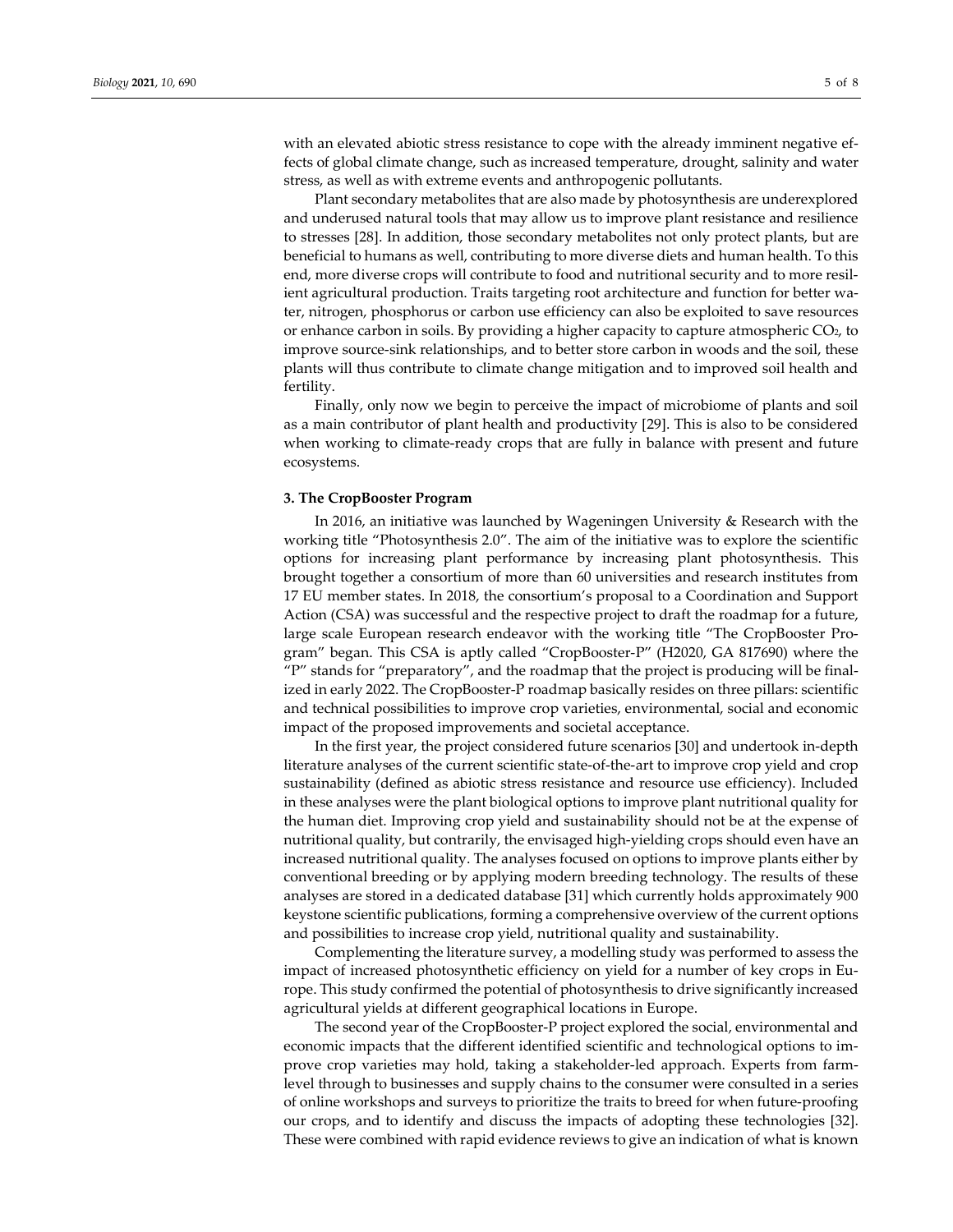with an elevated abiotic stress resistance to cope with the already imminent negative effects of global climate change, such as increased temperature, drought, salinity and water stress, as well as with extreme events and anthropogenic pollutants.

Plant secondary metabolites that are also made by photosynthesis are underexplored and underused natural tools that may allow us to improve plant resistance and resilience to stresses [28]. In addition, those secondary metabolites not only protect plants, but are beneficial to humans as well, contributing to more diverse diets and human health. To this end, more diverse crops will contribute to food and nutritional security and to more resilient agricultural production. Traits targeting root architecture and function for better water, nitrogen, phosphorus or carbon use efficiency can also be exploited to save resources or enhance carbon in soils. By providing a higher capacity to capture atmospheric $CO_2$, to improve source-sink relationships, and to better store carbon in woods and the soil, these plants will thus contribute to climate change mitigation and to improved soil health and fertility.

Finally, only now we begin to perceive the impact of microbiome of plants and soil as a main contributor of plant health and productivity [29]. This is also to be considered when working to climate-ready crops that are fully in balance with present and future ecosystems.

## 3. The CropBooster Program

In 2016, an initiative was launched by Wageningen University & Research with the working title "Photosynthesis 2.0". The aim of the initiative was to explore the scientific options for increasing plant performance by increasing plant photosynthesis. This brought together a consortium of more than 60 universities and research institutes from 17 EU member states. In 2018, the consortium's proposal to a Coordination and Support Action (CSA) was successful and the respective project to draft the roadmap for a future, large scale European research endeavor with the working title "The CropBooster Program" began. This CSA is aptly called "CropBooster-P" (H2020, GA 817690) where the "P" stands for "preparatory", and the roadmap that the project is producing will be finalized in early 2022. The CropBooster-P roadmap basically resides on three pillars: scientific and technical possibilities to improve crop varieties, environmental, social and economic impact of the proposed improvements and societal acceptance.

In the first year, the project considered future scenarios [30] and undertook in-depth literature analyses of the current scientific state-of-the-art to improve crop yield and crop sustainability (defined as abiotic stress resistance and resource use efficiency). Included in these analyses were the plant biological options to improve plant nutritional quality for the human diet. Improving crop yield and sustainability should not be at the expense of nutritional quality, but contrarily, the envisaged high-yielding crops should even have an increased nutritional quality. The analyses focused on options to improve plants either by conventional breeding or by applying modern breeding technology. The results of these analyses are stored in a dedicated database [31] which currently holds approximately 900 keystone scientific publications, forming a comprehensive overview of the current options and possibilities to increase crop yield, nutritional quality and sustainability.

Complementing the literature survey, a modelling study was performed to assess the impact of increased photosynthetic efficiency on yield for a number of key crops in Europe. This study confirmed the potential of photosynthesis to drive significantly increased agricultural yields at different geographical locations in Europe.

The second year of the CropBooster-P project explored the social, environmental and economic impacts that the different identified scientific and technological options to improve crop varieties may hold, taking a stakeholder-led approach. Experts from farm-level through to businesses and supply chains to the consumer were consulted in a series of online workshops and surveys to prioritize the traits to breed for when future-proofing our crops, and to identify and discuss the impacts of adopting these technologies [32]. These were combined with rapid evidence reviews to give an indication of what is known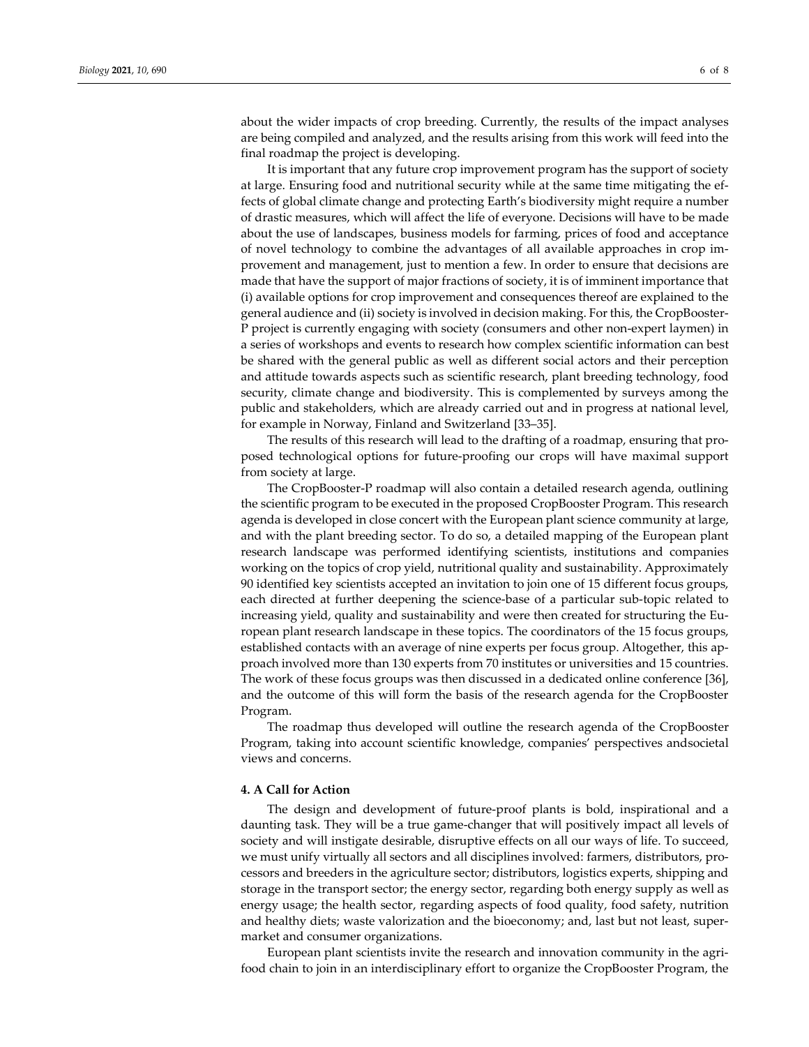about the wider impacts of crop breeding. Currently, the results of the impact analyses are being compiled and analyzed, and the results arising from this work will feed into the final roadmap the project is developing.

It is important that any future crop improvement program has the support of society at large. Ensuring food and nutritional security while at the same time mitigating the effects of global climate change and protecting Earth's biodiversity might require a number of drastic measures, which will affect the life of everyone. Decisions will have to be made about the use of landscapes, business models for farming, prices of food and acceptance of novel technology to combine the advantages of all available approaches in crop improvement and management, just to mention a few. In order to ensure that decisions are made that have the support of major fractions of society, it is of imminent importance that (i) available options for crop improvement and consequences thereof are explained to the general audience and (ii) society is involved in decision making. For this, the CropBooster-P project is currently engaging with society (consumers and other non-expert laymen) in a series of workshops and events to research how complex scientific information can best be shared with the general public as well as different social actors and their perception and attitude towards aspects such as scientific research, plant breeding technology, food security, climate change and biodiversity. This is complemented by surveys among the public and stakeholders, which are already carried out and in progress at national level, for example in Norway, Finland and Switzerland [33–35].

The results of this research will lead to the drafting of a roadmap, ensuring that proposed technological options for future-proofing our crops will have maximal support from society at large.

The CropBooster-P roadmap will also contain a detailed research agenda, outlining the scientific program to be executed in the proposed CropBooster Program. This research agenda is developed in close concert with the European plant science community at large, and with the plant breeding sector. To do so, a detailed mapping of the European plant research landscape was performed identifying scientists, institutions and companies working on the topics of crop yield, nutritional quality and sustainability. Approximately 90 identified key scientists accepted an invitation to join one of 15 different focus groups, each directed at further deepening the science-base of a particular sub-topic related to increasing yield, quality and sustainability and were then created for structuring the European plant research landscape in these topics. The coordinators of the 15 focus groups, established contacts with an average of nine experts per focus group. Altogether, this approach involved more than 130 experts from 70 institutes or universities and 15 countries. The work of these focus groups was then discussed in a dedicated online conference [36], and the outcome of this will form the basis of the research agenda for the CropBooster Program.

The roadmap thus developed will outline the research agenda of the CropBooster Program, taking into account scientific knowledge, companies' perspectives andsocietal views and concerns.

## 4. A Call for Action

The design and development of future-proof plants is bold, inspirational and a daunting task. They will be a true game-changer that will positively impact all levels of society and will instigate desirable, disruptive effects on all our ways of life. To succeed, we must unify virtually all sectors and all disciplines involved: farmers, distributors, processors and breeders in the agriculture sector; distributors, logistics experts, shipping and storage in the transport sector; the energy sector, regarding both energy supply as well as energy usage; the health sector, regarding aspects of food quality, food safety, nutrition and healthy diets; waste valorization and the bioeconomy; and, last but not least, supermarket and consumer organizations.

European plant scientists invite the research and innovation community in the agri-food chain to join in an interdisciplinary effort to organize the CropBooster Program, the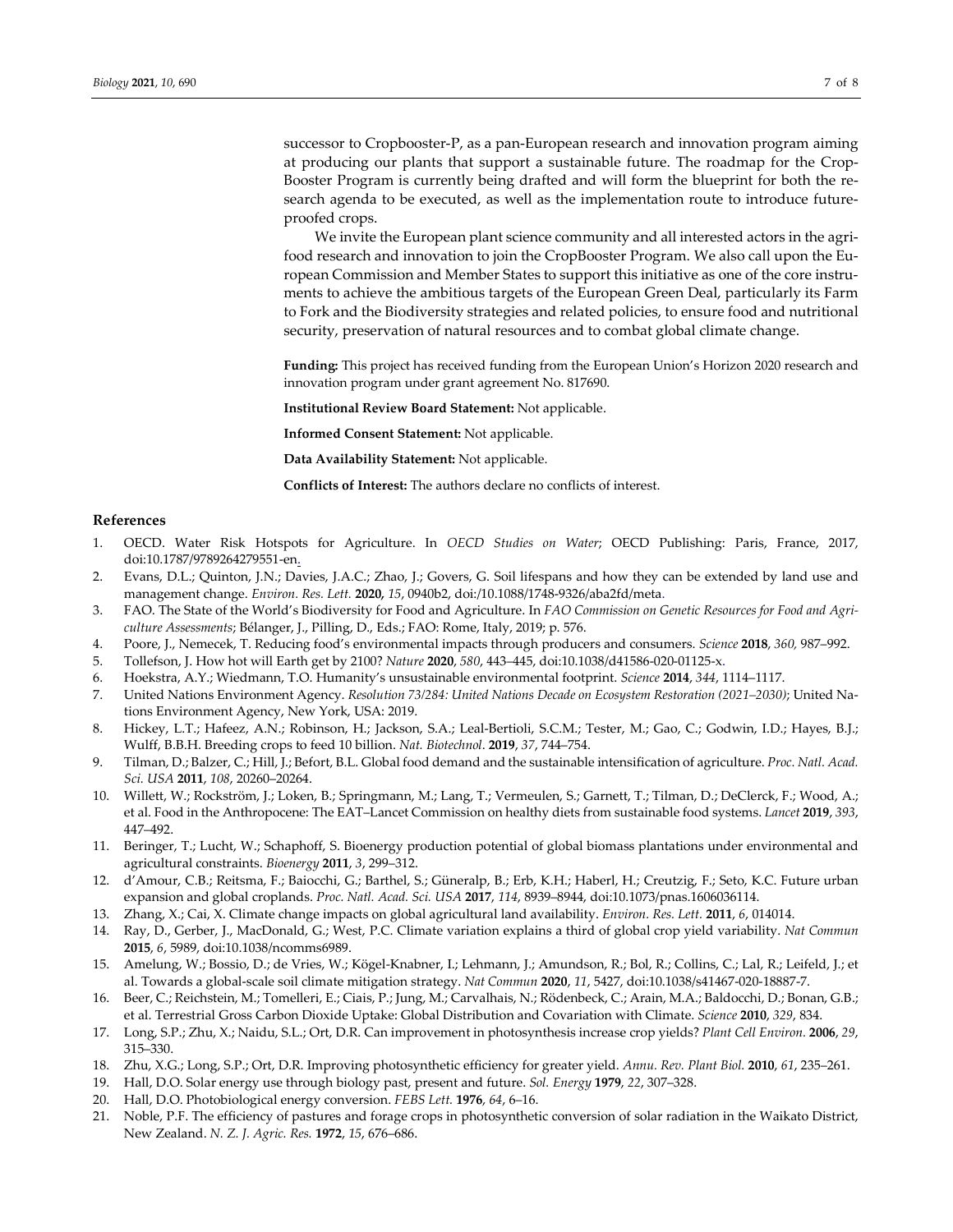successor to Cropbooster-P, as a pan-European research and innovation program aiming at producing our plants that support a sustainable future. The roadmap for the CropBooster Program is currently being drafted and will form the blueprint for both the research agenda to be executed, as well as the implementation route to introduce future-proofed crops.

We invite the European plant science community and all interested actors in the agri-food research and innovation to join the CropBooster Program. We also call upon the European Commission and Member States to support this initiative as one of the core instruments to achieve the ambitious targets of the European Green Deal, particularly its Farm to Fork and the Biodiversity strategies and related policies, to ensure food and nutritional security, preservation of natural resources and to combat global climate change.

**Funding:** This project has received funding from the European Union's Horizon 2020 research and innovation program under grant agreement No. 817690.

**Institutional Review Board Statement:** Not applicable.

**Informed Consent Statement:** Not applicable.

**Data Availability Statement:** Not applicable.

**Conflicts of Interest:** The authors declare no conflicts of interest.

## References

1. OECD. Water Risk Hotspots for Agriculture. In *OECD Studies on Water*; OECD Publishing: Paris, France, 2017, doi:10.1787/9789264279551-en.
2. Evans, D.L.; Quinton, J.N.; Davies, J.A.C.; Zhao, J.; Govers, G. Soil lifespans and how they can be extended by land use and management change. *Environ. Res. Lett.* **2020,** *15*, 0940b2, doi:/10.1088/1748-9326/aba2fd/meta.
3. FAO. The State of the World's Biodiversity for Food and Agriculture. In *FAO Commission on Genetic Resources for Food and Agriculture Assessments*; Bélanger, J., Pilling, D., Eds.; FAO: Rome, Italy, 2019; p. 576.
4. Poore, J., Nemecek, T. Reducing food's environmental impacts through producers and consumers. *Science* **2018**, *360*, 987–992.
5. Tollefson, J. How hot will Earth get by 2100? *Nature* **2020**, *580*, 443–445, doi:10.1038/d41586-020-01125-x.
6. Hoekstra, A.Y.; Wiedmann, T.O. Humanity's unsustainable environmental footprint. *Science* **2014**, *344*, 1114–1117.
7. United Nations Environment Agency. *Resolution 73/284: United Nations Decade on Ecosystem Restoration (2021–2030)*; United Nations Environment Agency, New York, USA: 2019.
8. Hickey, L.T.; Hafeez, A.N.; Robinson, H.; Jackson, S.A.; Leal-Bertioli, S.C.M.; Tester, M.; Gao, C.; Godwin, I.D.; Hayes, B.J.; Wulff, B.B.H. Breeding crops to feed 10 billion. *Nat. Biotechnol.* **2019**, *37*, 744–754.
9. Tilman, D.; Balzer, C.; Hill, J.; Befort, B.L. Global food demand and the sustainable intensification of agriculture. *Proc. Natl. Acad. Sci. USA* **2011**, *108*, 20260–20264.
10. Willett, W.; Rockström, J.; Loken, B.; Springmann, M.; Lang, T.; Vermeulen, S.; Garnett, T.; Tilman, D.; DeClerck, F.; Wood, A.; et al. Food in the Anthropocene: The EAT–Lancet Commission on healthy diets from sustainable food systems. *Lancet* **2019**, *393*, 447–492.
11. Beringer, T.; Lucht, W.; Schaphoff, S. Bioenergy production potential of global biomass plantations under environmental and agricultural constraints. *Bioenergy* **2011**, *3*, 299–312.
12. d'Amour, C.B.; Reitsma, F.; Baiocchi, G.; Barthel, S.; Güneralp, B.; Erb, K.H.; Haberl, H.; Creutzig, F.; Seto, K.C. Future urban expansion and global croplands. *Proc. Natl. Acad. Sci. USA* **2017**, *114*, 8939–8944, doi:10.1073/pnas.1606036114.
13. Zhang, X.; Cai, X. Climate change impacts on global agricultural land availability. *Environ. Res. Lett.* **2011**, *6*, 014014.
14. Ray, D., Gerber, J., MacDonald, G.; West, P.C. Climate variation explains a third of global crop yield variability. *Nat Commun* **2015**, *6*, 5989, doi:10.1038/ncomms6989.
15. Amelung, W.; Bossio, D.; de Vries, W.; Kögel-Knabner, I.; Lehmann, J.; Amundson, R.; Bol, R.; Collins, C.; Lal, R.; Leifeld, J.; et al. Towards a global-scale soil climate mitigation strategy. *Nat Commun* **2020**, *11*, 5427, doi:10.1038/s41467-020-18887-7.
16. Beer, C.; Reichstein, M.; Tomelleri, E.; Ciais, P.; Jung, M.; Carvalhais, N.; Rödenbeck, C.; Arain, M.A.; Baldocchi, D.; Bonan, G.B.; et al. Terrestrial Gross Carbon Dioxide Uptake: Global Distribution and Covariation with Climate. *Science* **2010**, *329*, 834.
17. Long, S.P.; Zhu, X.; Naidu, S.L.; Ort, D.R. Can improvement in photosynthesis increase crop yields? *Plant Cell Environ.* **2006**, *29*, 315–330.
18. Zhu, X.G.; Long, S.P.; Ort, D.R. Improving photosynthetic efficiency for greater yield. *Annu. Rev. Plant Biol.* **2010**, *61*, 235–261.
19. Hall, D.O. Solar energy use through biology past, present and future. *Sol. Energy* **1979**, *22*, 307–328.
20. Hall, D.O. Photobiological energy conversion. *FEBS Lett.* **1976**, *64*, 6–16.
21. Noble, P.F. The efficiency of pastures and forage crops in photosynthetic conversion of solar radiation in the Waikato District, New Zealand. *N. Z. J. Agric. Res.* **1972**, *15*, 676–686.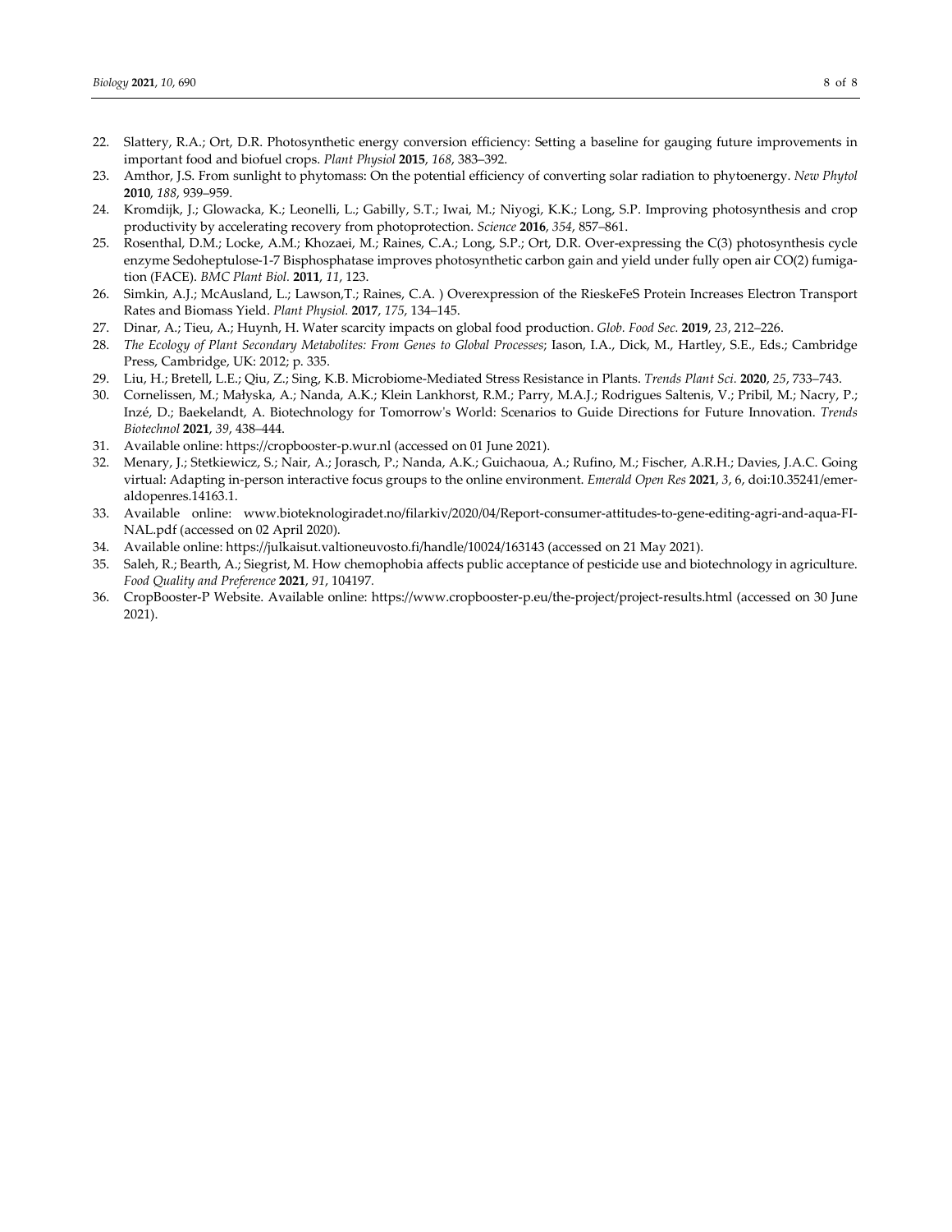22. Slattery, R.A.; Ort, D.R. Photosynthetic energy conversion efficiency: Setting a baseline for gauging future improvements in important food and biofuel crops. *Plant Physiol* **2015**, *168*, 383–392.
23. Amthor, J.S. From sunlight to phytomass: On the potential efficiency of converting solar radiation to phytoenergy. *New Phytol* **2010**, *188*, 939–959.
24. Kromdijk, J.; Glowacka, K.; Leonelli, L.; Gabilly, S.T.; Iwai, M.; Niyogi, K.K.; Long, S.P. Improving photosynthesis and crop productivity by accelerating recovery from photoprotection. *Science* **2016**, *354*, 857–861.
25. Rosenthal, D.M.; Locke, A.M.; Khozaei, M.; Raines, C.A.; Long, S.P.; Ort, D.R. Over-expressing the C(3) photosynthesis cycle enzyme Sedoheptulose-1-7 Bisphosphatase improves photosynthetic carbon gain and yield under fully open air CO(2) fumigation (FACE). *BMC Plant Biol.* **2011**, *11*, 123.
26. Simkin, A.J.; McAusland, L.; Lawson,T.; Raines, C.A. ) Overexpression of the RieskeFeS Protein Increases Electron Transport Rates and Biomass Yield. *Plant Physiol.* **2017**, *175*, 134–145.
27. Dinar, A.; Tieu, A.; Huynh, H. Water scarcity impacts on global food production. *Glob. Food Sec.* **2019**, *23*, 212–226.
28. *The Ecology of Plant Secondary Metabolites: From Genes to Global Processes*; Iason, I.A., Dick, M., Hartley, S.E., Eds.; Cambridge Press, Cambridge, UK: 2012; p. 335.
29. Liu, H.; Bretell, L.E.; Qiu, Z.; Sing, K.B. Microbiome-Mediated Stress Resistance in Plants. *Trends Plant Sci.* **2020**, *25*, 733–743.
30. Cornelissen, M.; Małyska, A.; Nanda, A.K.; Klein Lankhorst, R.M.; Parry, M.A.J.; Rodrigues Saltenis, V.; Pribil, M.; Nacry, P.; Inzé, D.; Baekelandt, A. Biotechnology for Tomorrow's World: Scenarios to Guide Directions for Future Innovation. *Trends Biotechnol* **2021**, *39*, 438–444.
31. Available online: https://cropbooster-p.wur.nl (accessed on 01 June 2021).
32. Menary, J.; Stetkiewicz, S.; Nair, A.; Jorasch, P.; Nanda, A.K.; Guichaoua, A.; Rufino, M.; Fischer, A.R.H.; Davies, J.A.C. Going virtual: Adapting in-person interactive focus groups to the online environment. *Emerald Open Res* **2021**, *3*, 6, doi:10.35241/emeraldopenres.14163.1.
33. Available online: www.bioteknologiradet.no/filarkiv/2020/04/Report-consumer-attitudes-to-gene-editing-agri-and-aqua-FINAL.pdf (accessed on 02 April 2020).
34. Available online: https://julkaisut.valtioneuvosto.fi/handle/10024/163143 (accessed on 21 May 2021).
35. Saleh, R.; Bearth, A.; Siegrist, M. How chemophobia affects public acceptance of pesticide use and biotechnology in agriculture. *Food Quality and Preference* **2021**, *91*, 104197.
36. CropBooster-P Website. Available online: https://www.cropbooster-p.eu/the-project/project-results.html (accessed on 30 June 2021).